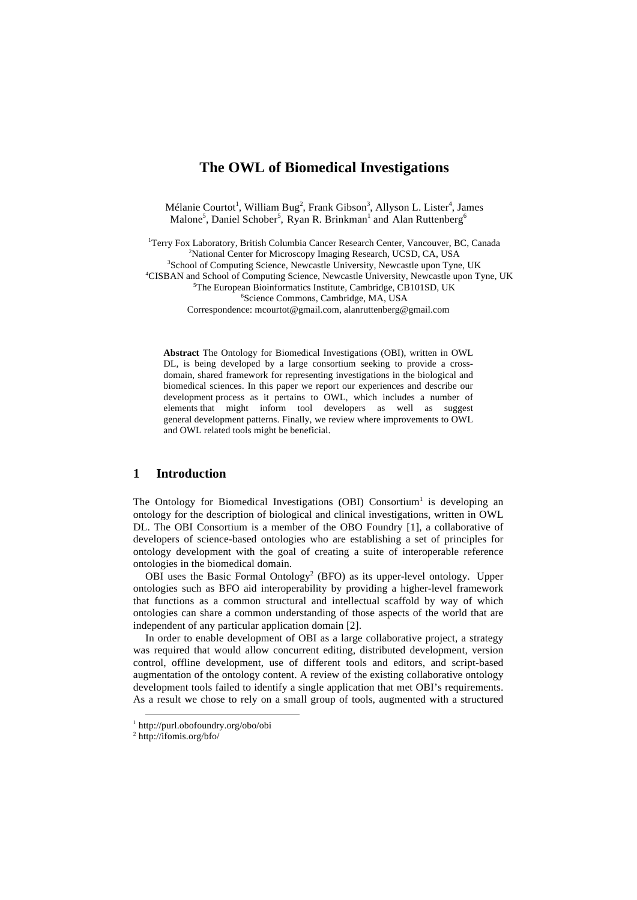# The OWL of Biomedical Investigations

Mélanie Courtot[1], William Bug[2], Frank Gibson[3], Allyson L. Lister[4], James Malone[5], Daniel Schober[5], Ryan R. Brinkman[1] and Alan Ruttenberg[6]

[1]Terry Fox Laboratory, British Columbia Cancer Research Center, Vancouver, BC, Canada
[2]National Center for Microscopy Imaging Research, UCSD, CA, USA
[3]School of Computing Science, Newcastle University, Newcastle upon Tyne, UK
[4]CISBAN and School of Computing Science, Newcastle University, Newcastle upon Tyne, UK
[5]The European Bioinformatics Institute, Cambridge, CB101SD, UK
[6]Science Commons, Cambridge, MA, USA
Correspondence: mcourtot@gmail.com, alanruttenberg@gmail.com

**Abstract** The Ontology for Biomedical Investigations (OBI), written in OWL DL, is being developed by a large consortium seeking to provide a cross-domain, shared framework for representing investigations in the biological and biomedical sciences. In this paper we report our experiences and describe our development process as it pertains to OWL, which includes a number of elements that might inform tool developers as well as suggest general development patterns. Finally, we review where improvements to OWL and OWL related tools might be beneficial.

## 1 Introduction

The Ontology for Biomedical Investigations (OBI) Consortium[1] is developing an ontology for the description of biological and clinical investigations, written in OWL DL. The OBI Consortium is a member of the OBO Foundry [1], a collaborative of developers of science-based ontologies who are establishing a set of principles for ontology development with the goal of creating a suite of interoperable reference ontologies in the biomedical domain.

OBI uses the Basic Formal Ontology[2] (BFO) as its upper-level ontology. Upper ontologies such as BFO aid interoperability by providing a higher-level framework that functions as a common structural and intellectual scaffold by way of which ontologies can share a common understanding of those aspects of the world that are independent of any particular application domain [2].

In order to enable development of OBI as a large collaborative project, a strategy was required that would allow concurrent editing, distributed development, version control, offline development, use of different tools and editors, and script-based augmentation of the ontology content. A review of the existing collaborative ontology development tools failed to identify a single application that met OBI's requirements. As a result we chose to rely on a small group of tools, augmented with a structured

[1] http://purl.obofoundry.org/obo/obi
[2] http://ifomis.org/bfo/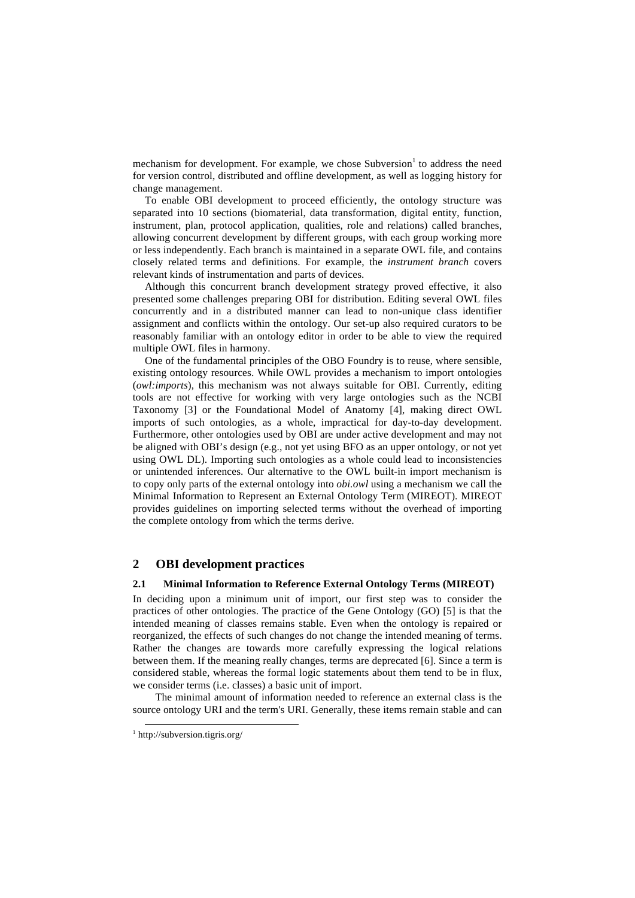mechanism for development. For example, we chose Subversion[1] to address the need for version control, distributed and offline development, as well as logging history for change management.

To enable OBI development to proceed efficiently, the ontology structure was separated into 10 sections (biomaterial, data transformation, digital entity, function, instrument, plan, protocol application, qualities, role and relations) called branches, allowing concurrent development by different groups, with each group working more or less independently. Each branch is maintained in a separate OWL file, and contains closely related terms and definitions. For example, the *instrument branch* covers relevant kinds of instrumentation and parts of devices.

Although this concurrent branch development strategy proved effective, it also presented some challenges preparing OBI for distribution. Editing several OWL files concurrently and in a distributed manner can lead to non-unique class identifier assignment and conflicts within the ontology. Our set-up also required curators to be reasonably familiar with an ontology editor in order to be able to view the required multiple OWL files in harmony.

One of the fundamental principles of the OBO Foundry is to reuse, where sensible, existing ontology resources. While OWL provides a mechanism to import ontologies (*owl:imports*), this mechanism was not always suitable for OBI. Currently, editing tools are not effective for working with very large ontologies such as the NCBI Taxonomy [3] or the Foundational Model of Anatomy [4], making direct OWL imports of such ontologies, as a whole, impractical for day-to-day development. Furthermore, other ontologies used by OBI are under active development and may not be aligned with OBI's design (e.g., not yet using BFO as an upper ontology, or not yet using OWL DL). Importing such ontologies as a whole could lead to inconsistencies or unintended inferences. Our alternative to the OWL built-in import mechanism is to copy only parts of the external ontology into *obi.owl* using a mechanism we call the Minimal Information to Represent an External Ontology Term (MIREOT). MIREOT provides guidelines on importing selected terms without the overhead of importing the complete ontology from which the terms derive.

## 2 OBI development practices

### 2.1 Minimal Information to Reference External Ontology Terms (MIREOT)

In deciding upon a minimum unit of import, our first step was to consider the practices of other ontologies. The practice of the Gene Ontology (GO) [5] is that the intended meaning of classes remains stable. Even when the ontology is repaired or reorganized, the effects of such changes do not change the intended meaning of terms. Rather the changes are towards more carefully expressing the logical relations between them. If the meaning really changes, terms are deprecated [6]. Since a term is considered stable, whereas the formal logic statements about them tend to be in flux, we consider terms (i.e. classes) a basic unit of import.

The minimal amount of information needed to reference an external class is the source ontology URI and the term's URI. Generally, these items remain stable and can

[1] http://subversion.tigris.org/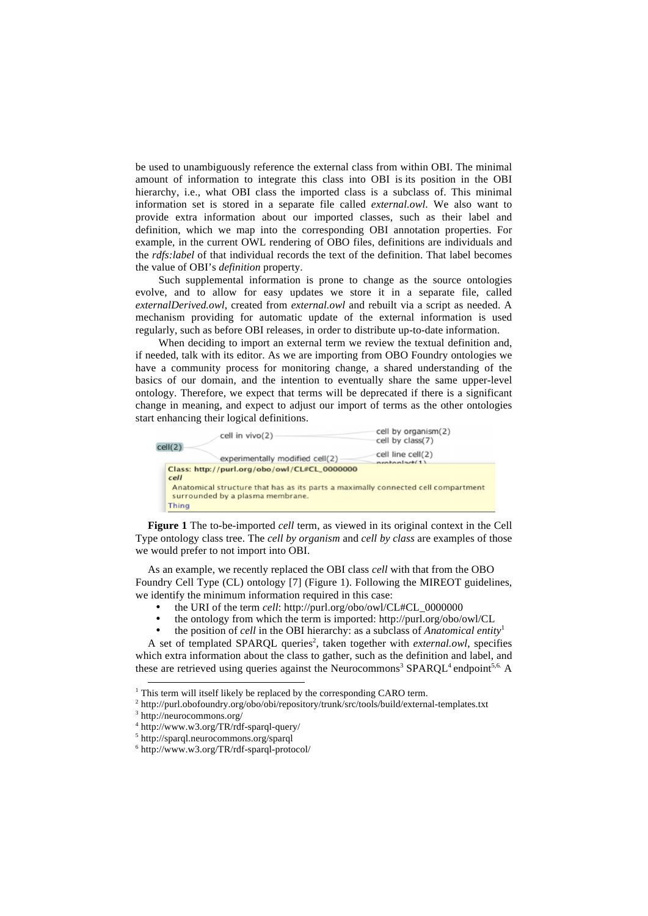be used to unambiguously reference the external class from within OBI. The minimal amount of information to integrate this class into OBI is its position in the OBI hierarchy, i.e., what OBI class the imported class is a subclass of. This minimal information set is stored in a separate file called *external.owl*. We also want to provide extra information about our imported classes, such as their label and definition, which we map into the corresponding OBI annotation properties. For example, in the current OWL rendering of OBO files, definitions are individuals and the *rdfs:label* of that individual records the text of the definition. That label becomes the value of OBI's *definition* property.

Such supplemental information is prone to change as the source ontologies evolve, and to allow for easy updates we store it in a separate file, called *externalDerived.owl*, created from *external.owl* and rebuilt via a script as needed. A mechanism providing for automatic update of the external information is used regularly, such as before OBI releases, in order to distribute up-to-date information.

When deciding to import an external term we review the textual definition and, if needed, talk with its editor. As we are importing from OBO Foundry ontologies we have a community process for monitoring change, a shared understanding of the basics of our domain, and the intention to eventually share the same upper-level ontology. Therefore, we expect that terms will be deprecated if there is a significant change in meaning, and expect to adjust our import of terms as the other ontologies start enhancing their logical definitions.

**Figure 1** The to-be-imported *cell* term, as viewed in its original context in the Cell Type ontology class tree. The *cell by organism* and *cell by class* are examples of those we would prefer to not import into OBI.

As an example, we recently replaced the OBI class *cell* with that from the OBO Foundry Cell Type (CL) ontology [7] (Figure 1). Following the MIREOT guidelines, we identify the minimum information required in this case:

- the URI of the term *cell*: http://purl.org/obo/owl/CL#CL_0000000
- the ontology from which the term is imported: http://purl.org/obo/owl/CL
- the position of *cell* in the OBI hierarchy: as a subclass of *Anatomical entity*[1]

A set of templated SPARQL queries[2], taken together with *external.owl*, specifies which extra information about the class to gather, such as the definition and label, and these are retrieved using queries against the Neurocommons[3] SPARQL[4] endpoint[5,6]. A

[1] This term will itself likely be replaced by the corresponding CARO term.
[2] http://purl.obofoundry.org/obo/obi/repository/trunk/src/tools/build/external-templates.txt
[3] http://neurocommons.org/
[4] http://www.w3.org/TR/rdf-sparql-query/
[5] http://sparql.neurocommons.org/sparql
[6] http://www.w3.org/TR/rdf-sparql-protocol/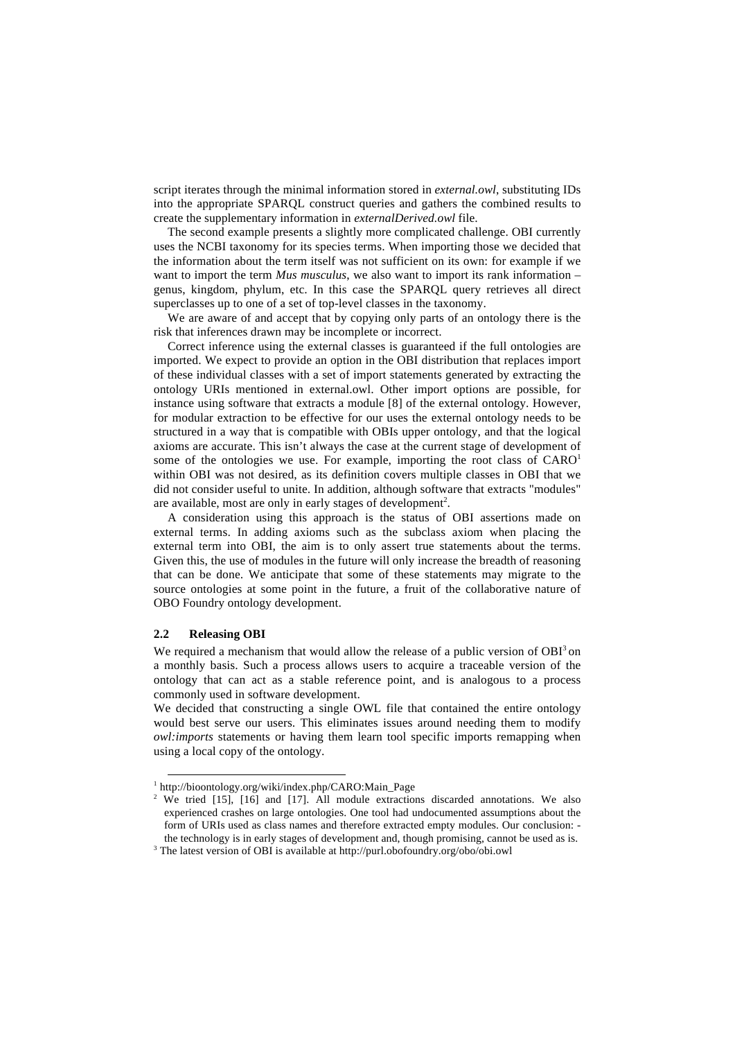script iterates through the minimal information stored in *external.owl*, substituting IDs into the appropriate SPARQL construct queries and gathers the combined results to create the supplementary information in *externalDerived.owl* file.

The second example presents a slightly more complicated challenge. OBI currently uses the NCBI taxonomy for its species terms. When importing those we decided that the information about the term itself was not sufficient on its own: for example if we want to import the term *Mus musculus*, we also want to import its rank information – genus, kingdom, phylum, etc. In this case the SPARQL query retrieves all direct superclasses up to one of a set of top-level classes in the taxonomy.

We are aware of and accept that by copying only parts of an ontology there is the risk that inferences drawn may be incomplete or incorrect.

Correct inference using the external classes is guaranteed if the full ontologies are imported. We expect to provide an option in the OBI distribution that replaces import of these individual classes with a set of import statements generated by extracting the ontology URIs mentioned in external.owl. Other import options are possible, for instance using software that extracts a module [8] of the external ontology. However, for modular extraction to be effective for our uses the external ontology needs to be structured in a way that is compatible with OBIs upper ontology, and that the logical axioms are accurate. This isn't always the case at the current stage of development of some of the ontologies we use. For example, importing the root class of CARO[1] within OBI was not desired, as its definition covers multiple classes in OBI that we did not consider useful to unite. In addition, although software that extracts "modules" are available, most are only in early stages of development[2].

A consideration using this approach is the status of OBI assertions made on external terms. In adding axioms such as the subclass axiom when placing the external term into OBI, the aim is to only assert true statements about the terms. Given this, the use of modules in the future will only increase the breadth of reasoning that can be done. We anticipate that some of these statements may migrate to the source ontologies at some point in the future, a fruit of the collaborative nature of OBO Foundry ontology development.

### 2.2 Releasing OBI

We required a mechanism that would allow the release of a public version of OBI[3] on a monthly basis. Such a process allows users to acquire a traceable version of the ontology that can act as a stable reference point, and is analogous to a process commonly used in software development.

We decided that constructing a single OWL file that contained the entire ontology would best serve our users. This eliminates issues around needing them to modify *owl:imports* statements or having them learn tool specific imports remapping when using a local copy of the ontology.

---

[1] http://bioontology.org/wiki/index.php/CARO:Main_Page

[2] We tried [15], [16] and [17]. All module extractions discarded annotations. We also experienced crashes on large ontologies. One tool had undocumented assumptions about the form of URIs used as class names and therefore extracted empty modules. Our conclusion: - the technology is in early stages of development and, though promising, cannot be used as is.

[3] The latest version of OBI is available at http://purl.obofoundry.org/obo/obi.owl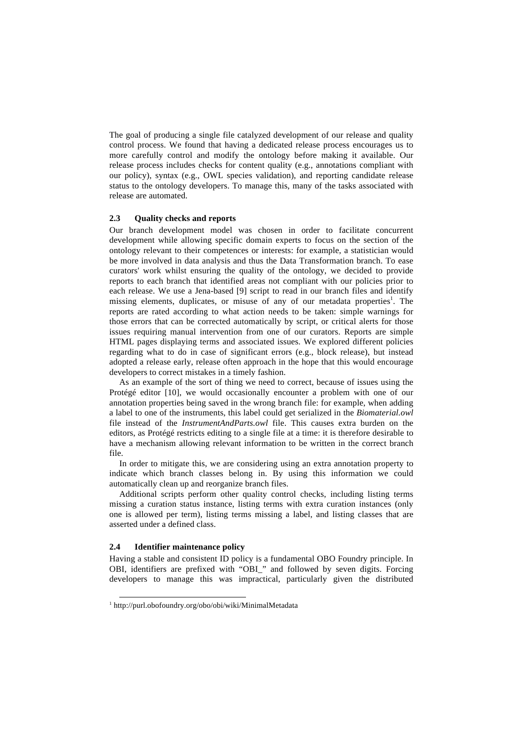The goal of producing a single file catalyzed development of our release and quality control process. We found that having a dedicated release process encourages us to more carefully control and modify the ontology before making it available. Our release process includes checks for content quality (e.g., annotations compliant with our policy), syntax (e.g., OWL species validation), and reporting candidate release status to the ontology developers. To manage this, many of the tasks associated with release are automated.

### 2.3 Quality checks and reports

Our branch development model was chosen in order to facilitate concurrent development while allowing specific domain experts to focus on the section of the ontology relevant to their competences or interests: for example, a statistician would be more involved in data analysis and thus the Data Transformation branch. To ease curators' work whilst ensuring the quality of the ontology, we decided to provide reports to each branch that identified areas not compliant with our policies prior to each release. We use a Jena-based [9] script to read in our branch files and identify missing elements, duplicates, or misuse of any of our metadata properties[1]. The reports are rated according to what action needs to be taken: simple warnings for those errors that can be corrected automatically by script, or critical alerts for those issues requiring manual intervention from one of our curators. Reports are simple HTML pages displaying terms and associated issues. We explored different policies regarding what to do in case of significant errors (e.g., block release), but instead adopted a release early, release often approach in the hope that this would encourage developers to correct mistakes in a timely fashion.

As an example of the sort of thing we need to correct, because of issues using the Protégé editor [10], we would occasionally encounter a problem with one of our annotation properties being saved in the wrong branch file: for example, when adding a label to one of the instruments, this label could get serialized in the *Biomaterial.owl* file instead of the *InstrumentAndParts.owl* file. This causes extra burden on the editors, as Protégé restricts editing to a single file at a time: it is therefore desirable to have a mechanism allowing relevant information to be written in the correct branch file.

In order to mitigate this, we are considering using an extra annotation property to indicate which branch classes belong in. By using this information we could automatically clean up and reorganize branch files.

Additional scripts perform other quality control checks, including listing terms missing a curation status instance, listing terms with extra curation instances (only one is allowed per term), listing terms missing a label, and listing classes that are asserted under a defined class.

### 2.4 Identifier maintenance policy

Having a stable and consistent ID policy is a fundamental OBO Foundry principle. In OBI, identifiers are prefixed with "OBI_" and followed by seven digits. Forcing developers to manage this was impractical, particularly given the distributed

[1] http://purl.obofoundry.org/obo/obi/wiki/MinimalMetadata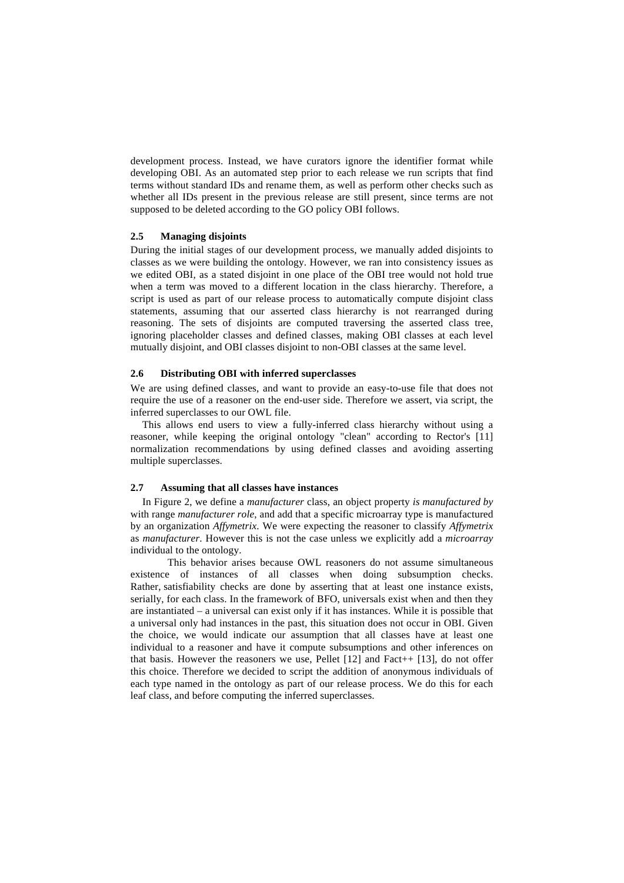development process. Instead, we have curators ignore the identifier format while developing OBI. As an automated step prior to each release we run scripts that find terms without standard IDs and rename them, as well as perform other checks such as whether all IDs present in the previous release are still present, since terms are not supposed to be deleted according to the GO policy OBI follows.

### 2.5 Managing disjoints

During the initial stages of our development process, we manually added disjoints to classes as we were building the ontology. However, we ran into consistency issues as we edited OBI, as a stated disjoint in one place of the OBI tree would not hold true when a term was moved to a different location in the class hierarchy. Therefore, a script is used as part of our release process to automatically compute disjoint class statements, assuming that our asserted class hierarchy is not rearranged during reasoning. The sets of disjoints are computed traversing the asserted class tree, ignoring placeholder classes and defined classes, making OBI classes at each level mutually disjoint, and OBI classes disjoint to non-OBI classes at the same level.

### 2.6 Distributing OBI with inferred superclasses

We are using defined classes, and want to provide an easy-to-use file that does not require the use of a reasoner on the end-user side. Therefore we assert, via script, the inferred superclasses to our OWL file.

This allows end users to view a fully-inferred class hierarchy without using a reasoner, while keeping the original ontology "clean" according to Rector's [11] normalization recommendations by using defined classes and avoiding asserting multiple superclasses.

### 2.7 Assuming that all classes have instances

In Figure 2, we define a *manufacturer* class, an object property *is manufactured by* with range *manufacturer role*, and add that a specific microarray type is manufactured by an organization *Affymetrix*. We were expecting the reasoner to classify *Affymetrix* as *manufacturer*. However this is not the case unless we explicitly add a *microarray* individual to the ontology.

This behavior arises because OWL reasoners do not assume simultaneous existence of instances of all classes when doing subsumption checks. Rather, satisfiability checks are done by asserting that at least one instance exists, serially, for each class. In the framework of BFO, universals exist when and then they are instantiated – a universal can exist only if it has instances. While it is possible that a universal only had instances in the past, this situation does not occur in OBI. Given the choice, we would indicate our assumption that all classes have at least one individual to a reasoner and have it compute subsumptions and other inferences on that basis. However the reasoners we use, Pellet [12] and Fact++ [13], do not offer this choice. Therefore we decided to script the addition of anonymous individuals of each type named in the ontology as part of our release process. We do this for each leaf class, and before computing the inferred superclasses.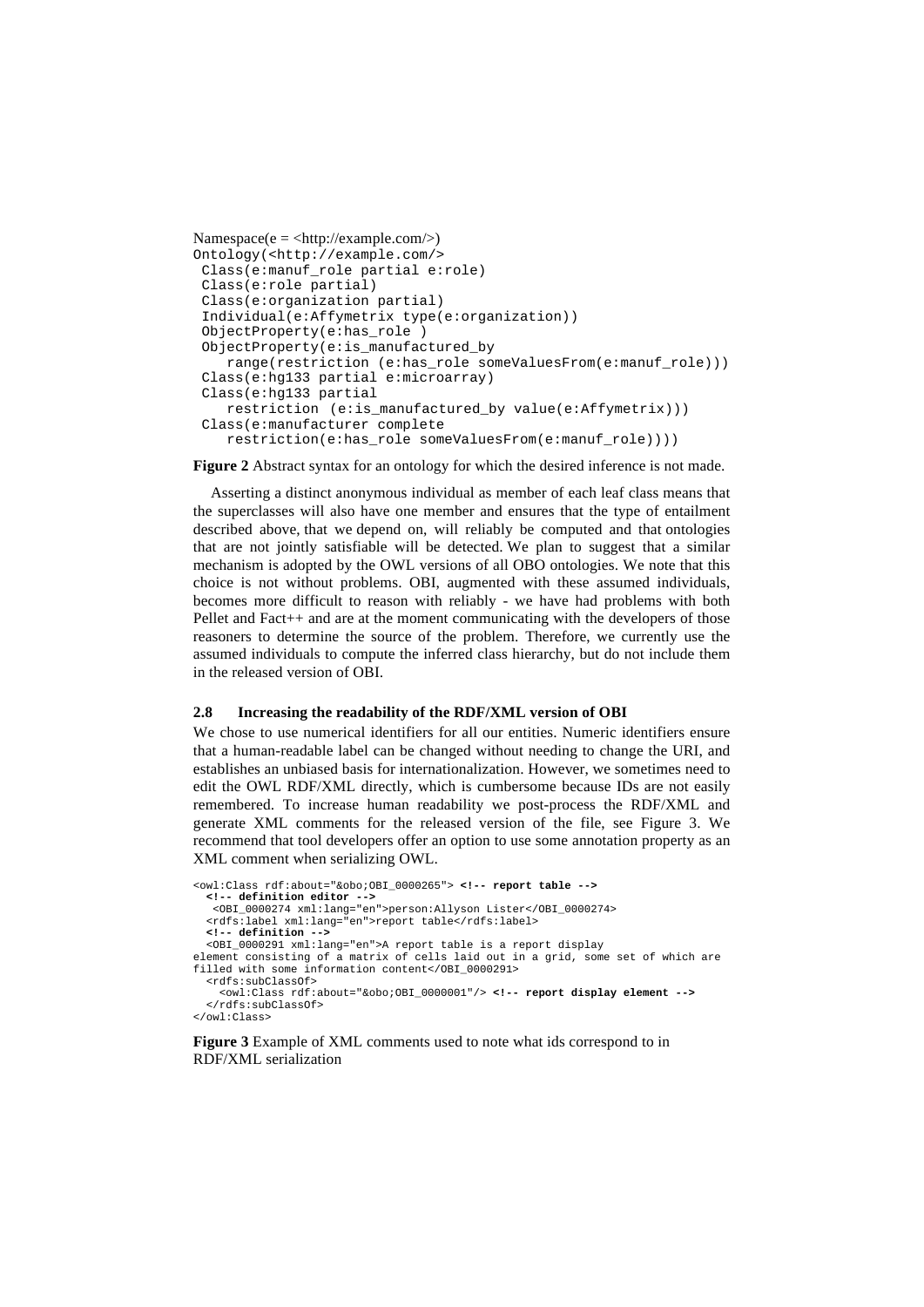```
Namespace(e = <http://example.com/>)
Ontology(<http://example.com/>
 Class(e:manuf_role partial e:role)
 Class(e:role partial)
 Class(e:organization partial)
 Individual(e:Affymetrix type(e:organization))
 ObjectProperty(e:has_role )
 ObjectProperty(e:is_manufactured_by
    range(restriction (e:has_role someValuesFrom(e:manuf_role)))
 Class(e:hg133 partial e:microarray)
 Class(e:hg133 partial
    restriction (e:is_manufactured_by value(e:Affymetrix)))
 Class(e:manufacturer complete
    restriction(e:has_role someValuesFrom(e:manuf_role))))
```

**Figure 2** Abstract syntax for an ontology for which the desired inference is not made.

Asserting a distinct anonymous individual as member of each leaf class means that the superclasses will also have one member and ensures that the type of entailment described above, that we depend on, will reliably be computed and that ontologies that are not jointly satisfiable will be detected. We plan to suggest that a similar mechanism is adopted by the OWL versions of all OBO ontologies. We note that this choice is not without problems. OBI, augmented with these assumed individuals, becomes more difficult to reason with reliably - we have had problems with both Pellet and Fact++ and are at the moment communicating with the developers of those reasoners to determine the source of the problem. Therefore, we currently use the assumed individuals to compute the inferred class hierarchy, but do not include them in the released version of OBI.

### 2.8 Increasing the readability of the RDF/XML version of OBI

We chose to use numerical identifiers for all our entities. Numeric identifiers ensure that a human-readable label can be changed without needing to change the URI, and establishes an unbiased basis for internationalization. However, we sometimes need to edit the OWL RDF/XML directly, which is cumbersome because IDs are not easily remembered. To increase human readability we post-process the RDF/XML and generate XML comments for the released version of the file, see Figure 3. We recommend that tool developers offer an option to use some annotation property as an XML comment when serializing OWL.

```
<owl:Class rdf:about="&obo;OBI_0000265"> <!-- report table -->
  <!-- definition editor -->
   <OBI_0000274 xml:lang="en">person:Allyson Lister</OBI_0000274>
  <rdfs:label xml:lang="en">report table</rdfs:label>
  <!-- definition -->
  <OBI_0000291 xml:lang="en">A report table is a report display
element consisting of a matrix of cells laid out in a grid, some set of which are
filled with some information content</OBI_0000291>
  <rdfs:subClassOf>
    <owl:Class rdf:about="&obo;OBI_0000001"/> <!-- report display element -->
  </rdfs:subClassOf>
</owl:Class>
```

**Figure 3** Example of XML comments used to note what ids correspond to in RDF/XML serialization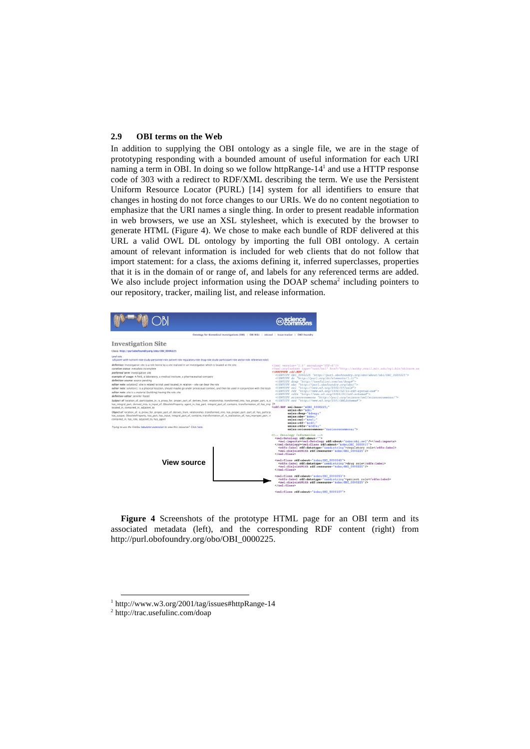### 2.9 OBI terms on the Web

In addition to supplying the OBI ontology as a single file, we are in the stage of prototyping responding with a bounded amount of useful information for each URI naming a term in OBI. In doing so we follow httpRange-14[1] and use a HTTP response code of 303 with a redirect to RDF/XML describing the term. We use the Persistent Uniform Resource Locator (PURL) [14] system for all identifiers to ensure that changes in hosting do not force changes to our URIs. We do no content negotiation to emphasize that the URI names a single thing. In order to present readable information in web browsers, we use an XSL stylesheet, which is executed by the browser to generate HTML (Figure 4). We chose to make each bundle of RDF delivered at this URL a valid OWL DL ontology by importing the full OBI ontology. A certain amount of relevant information is included for web clients that do not follow that import statement: for a class, the axioms defining it, inferred superclasses, properties that it is in the domain of or range of, and labels for any referenced terms are added. We also include project information using the DOAP schema[2] including pointers to our repository, tracker, mailing list, and release information.

**Figure 4** Screenshots of the prototype HTML page for an OBI term and its associated metadata (left), and the corresponding RDF content (right) from http://purl.obofoundry.org/obo/OBI_0000225.

[1] http://www.w3.org/2001/tag/issues#httpRange-14
[2] http://trac.usefulinc.com/doap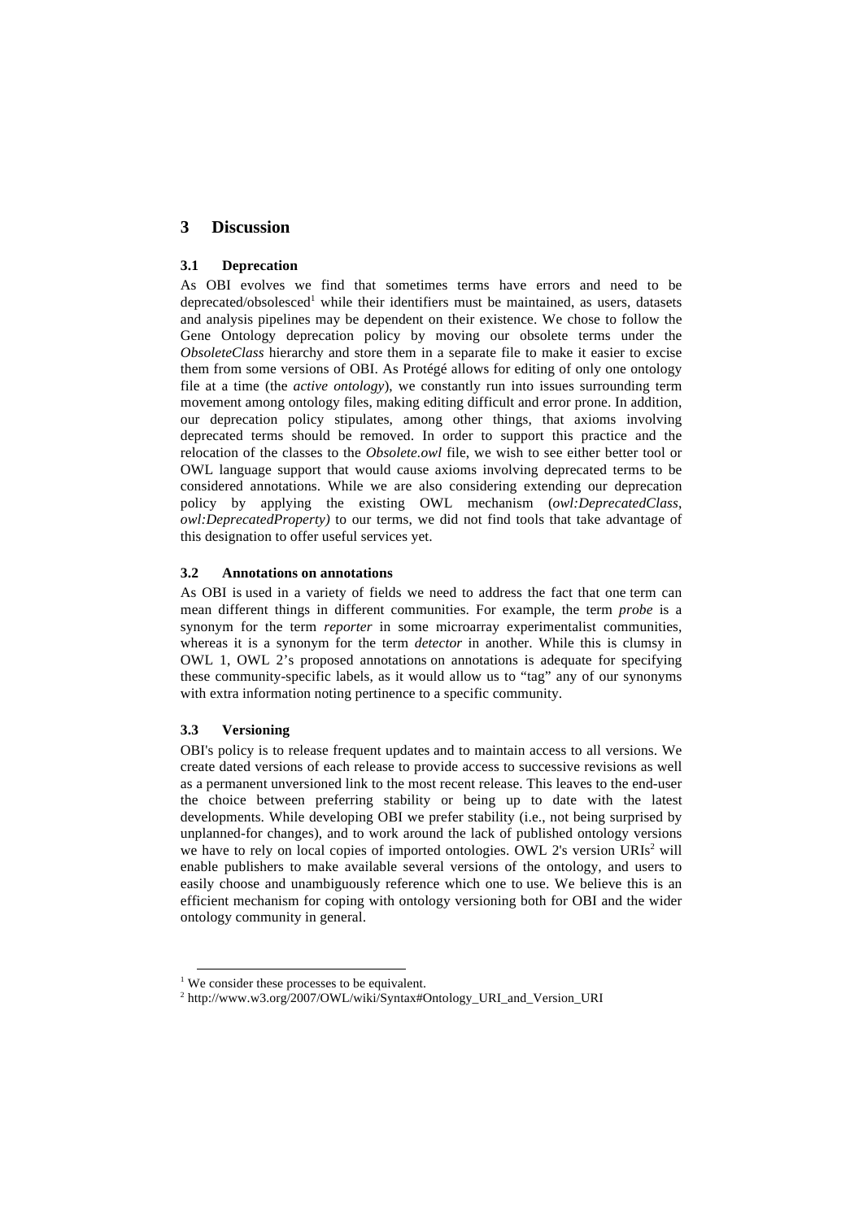## 3 Discussion

### 3.1 Deprecation

As OBI evolves we find that sometimes terms have errors and need to be deprecated/obsolesced[1] while their identifiers must be maintained, as users, datasets and analysis pipelines may be dependent on their existence. We chose to follow the Gene Ontology deprecation policy by moving our obsolete terms under the *ObsoleteClass* hierarchy and store them in a separate file to make it easier to excise them from some versions of OBI. As Protégé allows for editing of only one ontology file at a time (the *active ontology*), we constantly run into issues surrounding term movement among ontology files, making editing difficult and error prone. In addition, our deprecation policy stipulates, among other things, that axioms involving deprecated terms should be removed. In order to support this practice and the relocation of the classes to the *Obsolete.owl* file, we wish to see either better tool or OWL language support that would cause axioms involving deprecated terms to be considered annotations. While we are also considering extending our deprecation policy by applying the existing OWL mechanism (*owl:DeprecatedClass*, *owl:DeprecatedProperty)* to our terms, we did not find tools that take advantage of this designation to offer useful services yet.

### 3.2 Annotations on annotations

As OBI is used in a variety of fields we need to address the fact that one term can mean different things in different communities. For example, the term *probe* is a synonym for the term *reporter* in some microarray experimentalist communities, whereas it is a synonym for the term *detector* in another. While this is clumsy in OWL 1, OWL 2's proposed annotations on annotations is adequate for specifying these community-specific labels, as it would allow us to "tag" any of our synonyms with extra information noting pertinence to a specific community.

### 3.3 Versioning

OBI's policy is to release frequent updates and to maintain access to all versions. We create dated versions of each release to provide access to successive revisions as well as a permanent unversioned link to the most recent release. This leaves to the end-user the choice between preferring stability or being up to date with the latest developments. While developing OBI we prefer stability (i.e., not being surprised by unplanned-for changes), and to work around the lack of published ontology versions we have to rely on local copies of imported ontologies. OWL 2's version URIs[2] will enable publishers to make available several versions of the ontology, and users to easily choose and unambiguously reference which one to use. We believe this is an efficient mechanism for coping with ontology versioning both for OBI and the wider ontology community in general.

---

[1] We consider these processes to be equivalent.

[2] http://www.w3.org/2007/OWL/wiki/Syntax#Ontology_URI_and_Version_URI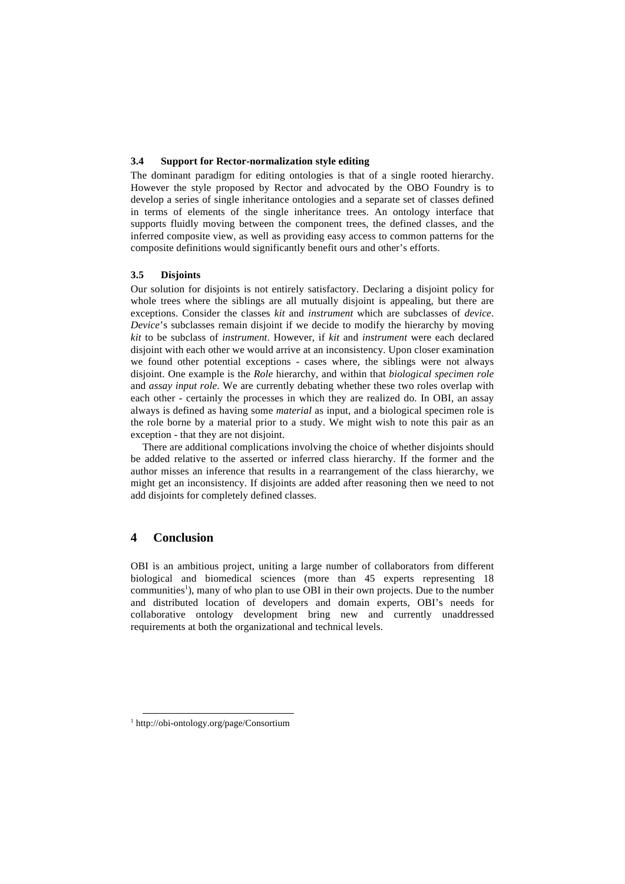### 3.4 Support for Rector-normalization style editing

The dominant paradigm for editing ontologies is that of a single rooted hierarchy. However the style proposed by Rector and advocated by the OBO Foundry is to develop a series of single inheritance ontologies and a separate set of classes defined in terms of elements of the single inheritance trees. An ontology interface that supports fluidly moving between the component trees, the defined classes, and the inferred composite view, as well as providing easy access to common patterns for the composite definitions would significantly benefit ours and other's efforts.

### 3.5 Disjoints

Our solution for disjoints is not entirely satisfactory. Declaring a disjoint policy for whole trees where the siblings are all mutually disjoint is appealing, but there are exceptions. Consider the classes *kit* and *instrument* which are subclasses of *device*. *Device*'s subclasses remain disjoint if we decide to modify the hierarchy by moving *kit* to be subclass of *instrument*. However, if *kit* and *instrument* were each declared disjoint with each other we would arrive at an inconsistency. Upon closer examination we found other potential exceptions - cases where, the siblings were not always disjoint. One example is the *Role* hierarchy, and within that *biological specimen role* and *assay input role*. We are currently debating whether these two roles overlap with each other - certainly the processes in which they are realized do. In OBI, an assay always is defined as having some *material* as input, and a biological specimen role is the role borne by a material prior to a study. We might wish to note this pair as an exception - that they are not disjoint.

There are additional complications involving the choice of whether disjoints should be added relative to the asserted or inferred class hierarchy. If the former and the author misses an inference that results in a rearrangement of the class hierarchy, we might get an inconsistency. If disjoints are added after reasoning then we need to not add disjoints for completely defined classes.

## 4 Conclusion

OBI is an ambitious project, uniting a large number of collaborators from different biological and biomedical sciences (more than 45 experts representing 18 communities[1]), many of who plan to use OBI in their own projects. Due to the number and distributed location of developers and domain experts, OBI's needs for collaborative ontology development bring new and currently unaddressed requirements at both the organizational and technical levels.

[1] http://obi-ontology.org/page/Consortium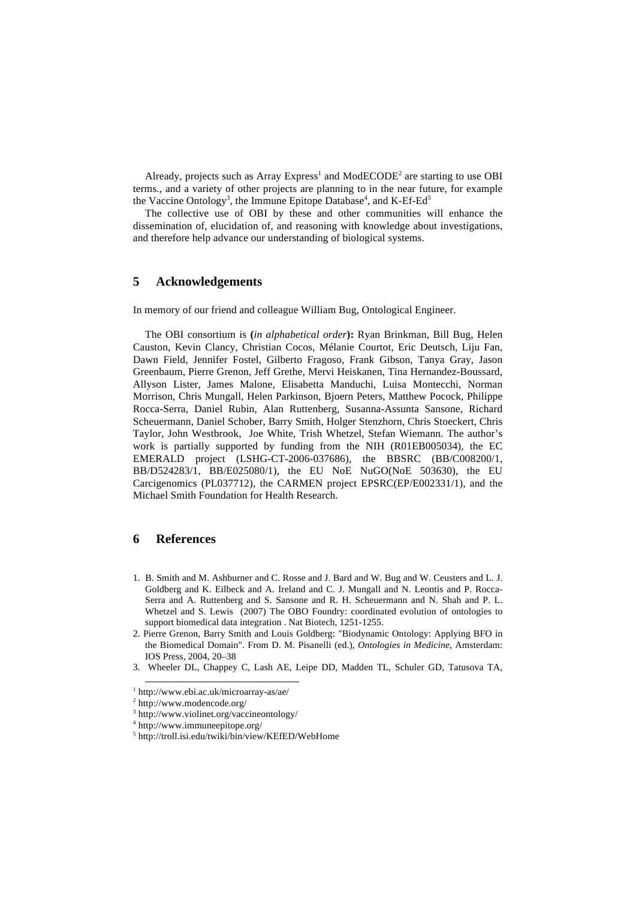Already, projects such as Array Express[1] and ModECODE[2] are starting to use OBI terms., and a variety of other projects are planning to in the near future, for example the Vaccine Ontology[3], the Immune Epitope Database[4], and K-Ef-Ed[5]

The collective use of OBI by these and other communities will enhance the dissemination of, elucidation of, and reasoning with knowledge about investigations, and therefore help advance our understanding of biological systems.

## 5 Acknowledgements

In memory of our friend and colleague William Bug, Ontological Engineer.

The OBI consortium is **(*in alphabetical order*):** Ryan Brinkman, Bill Bug, Helen Causton, Kevin Clancy, Christian Cocos, Mélanie Courtot, Eric Deutsch, Liju Fan, Dawn Field, Jennifer Fostel, Gilberto Fragoso, Frank Gibson, Tanya Gray, Jason Greenbaum, Pierre Grenon, Jeff Grethe, Mervi Heiskanen, Tina Hernandez-Boussard, Allyson Lister, James Malone, Elisabetta Manduchi, Luisa Montecchi, Norman Morrison, Chris Mungall, Helen Parkinson, Bjoern Peters, Matthew Pocock, Philippe Rocca-Serra, Daniel Rubin, Alan Ruttenberg, Susanna-Assunta Sansone, Richard Scheuermann, Daniel Schober, Barry Smith, Holger Stenzhorn, Chris Stoeckert, Chris Taylor, John Westbrook, Joe White, Trish Whetzel, Stefan Wiemann. The author's work is partially supported by funding from the NIH (R01EB005034), the EC EMERALD project (LSHG-CT-2006-037686), the BBSRC (BB/C008200/1, BB/D524283/1, BB/E025080/1), the EU NoE NuGO(NoE 503630), the EU Carcigenomics (PL037712), the CARMEN project EPSRC(EP/E002331/1), and the Michael Smith Foundation for Health Research.

## 6 References

1. B. Smith and M. Ashburner and C. Rosse and J. Bard and W. Bug and W. Ceusters and L. J. Goldberg and K. Eilbeck and A. Ireland and C. J. Mungall and N. Leontis and P. Rocca-Serra and A. Ruttenberg and S. Sansone and R. H. Scheuermann and N. Shah and P. L. Whetzel and S. Lewis (2007) The OBO Foundry: coordinated evolution of ontologies to support biomedical data integration . Nat Biotech, 1251-1255.
2. Pierre Grenon, Barry Smith and Louis Goldberg: "Biodynamic Ontology: Applying BFO in the Biomedical Domain". From D. M. Pisanelli (ed.), *Ontologies in Medicine*, Amsterdam: IOS Press, 2004, 20–38
3. Wheeler DL, Chappey C, Lash AE, Leipe DD, Madden TL, Schuler GD, Tatusova TA,

---

[1] http://www.ebi.ac.uk/microarray-as/ae/

[2] http://www.modencode.org/

[3] http://www.violinet.org/vaccineontology/

[4] http://www.immuneepitope.org/

[5] http://troll.isi.edu/twiki/bin/view/KEfED/WebHome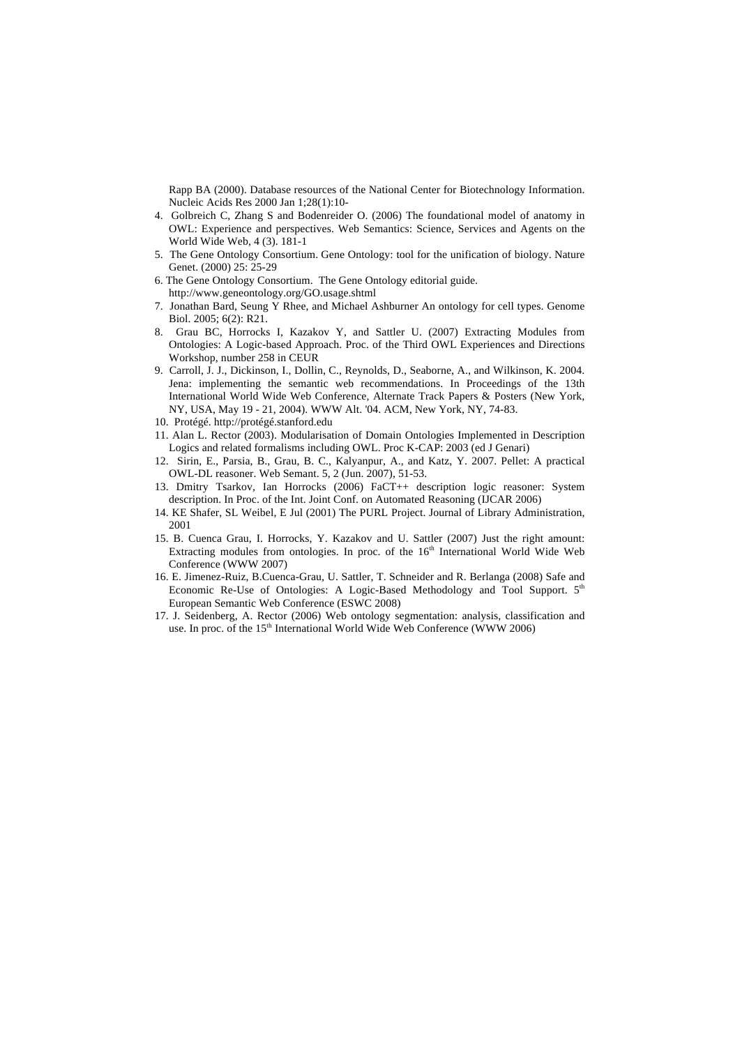Rapp BA (2000). Database resources of the National Center for Biotechnology Information. Nucleic Acids Res 2000 Jan 1;28(1):10-

4. Golbreich C, Zhang S and Bodenreider O. (2006) The foundational model of anatomy in OWL: Experience and perspectives. Web Semantics: Science, Services and Agents on the World Wide Web, 4 (3). 181-1
5. The Gene Ontology Consortium. Gene Ontology: tool for the unification of biology. Nature Genet. (2000) 25: 25-29
6. The Gene Ontology Consortium. The Gene Ontology editorial guide. http://www.geneontology.org/GO.usage.shtml
7. Jonathan Bard, Seung Y Rhee, and Michael Ashburner An ontology for cell types. Genome Biol. 2005; 6(2): R21.
8. Grau BC, Horrocks I, Kazakov Y, and Sattler U. (2007) Extracting Modules from Ontologies: A Logic-based Approach. Proc. of the Third OWL Experiences and Directions Workshop, number 258 in CEUR
9. Carroll, J. J., Dickinson, I., Dollin, C., Reynolds, D., Seaborne, A., and Wilkinson, K. 2004. Jena: implementing the semantic web recommendations. In Proceedings of the 13th International World Wide Web Conference, Alternate Track Papers & Posters (New York, NY, USA, May 19 - 21, 2004). WWW Alt. '04. ACM, New York, NY, 74-83.
10. Protégé. http://protégé.stanford.edu
11. Alan L. Rector (2003). Modularisation of Domain Ontologies Implemented in Description Logics and related formalisms including OWL. Proc K-CAP: 2003 (ed J Genari)
12. Sirin, E., Parsia, B., Grau, B. C., Kalyanpur, A., and Katz, Y. 2007. Pellet: A practical OWL-DL reasoner. Web Semant. 5, 2 (Jun. 2007), 51-53.
13. Dmitry Tsarkov, Ian Horrocks (2006) FaCT++ description logic reasoner: System description. In Proc. of the Int. Joint Conf. on Automated Reasoning (IJCAR 2006)
14. KE Shafer, SL Weibel, E Jul (2001) The PURL Project. Journal of Library Administration, 2001
15. B. Cuenca Grau, I. Horrocks, Y. Kazakov and U. Sattler (2007) Just the right amount: Extracting modules from ontologies. In proc. of the 16th International World Wide Web Conference (WWW 2007)
16. E. Jimenez-Ruiz, B.Cuenca-Grau, U. Sattler, T. Schneider and R. Berlanga (2008) Safe and Economic Re-Use of Ontologies: A Logic-Based Methodology and Tool Support. 5th European Semantic Web Conference (ESWC 2008)
17. J. Seidenberg, A. Rector (2006) Web ontology segmentation: analysis, classification and use. In proc. of the 15th International World Wide Web Conference (WWW 2006)